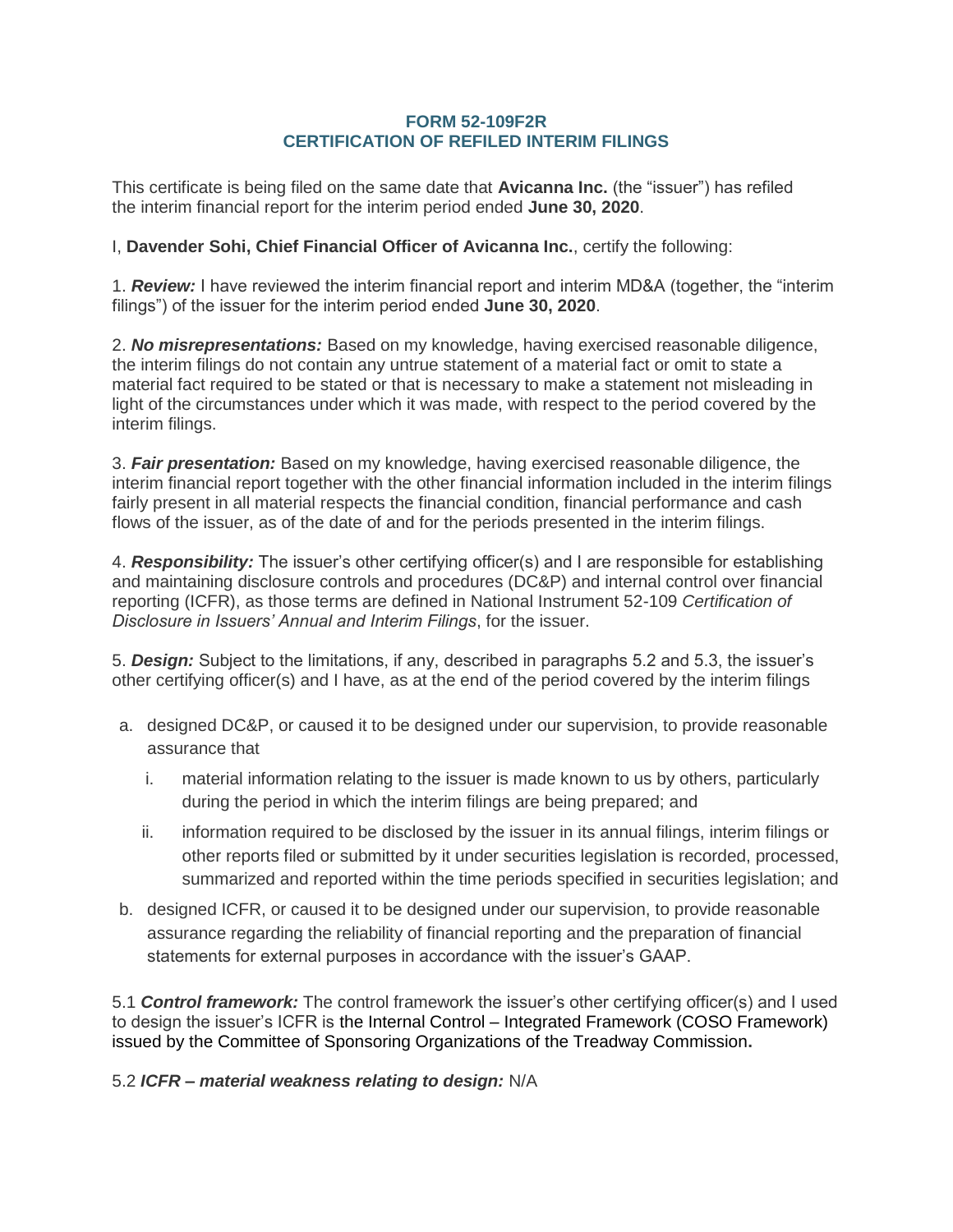# FORM 52-109F2R
# CERTIFICATION OF REFILED INTERIM FILINGS

This certificate is being filed on the same date that **Avicanna Inc.** (the "issuer") has refiled the interim financial report for the interim period ended **June 30, 2020**.

I, **Davender Sohi, Chief Financial Officer of Avicanna Inc.**, certify the following:

1. ***Review:*** I have reviewed the interim financial report and interim MD&A (together, the "interim filings") of the issuer for the interim period ended **June 30, 2020**.

2. ***No misrepresentations:*** Based on my knowledge, having exercised reasonable diligence, the interim filings do not contain any untrue statement of a material fact or omit to state a material fact required to be stated or that is necessary to make a statement not misleading in light of the circumstances under which it was made, with respect to the period covered by the interim filings.

3. ***Fair presentation:*** Based on my knowledge, having exercised reasonable diligence, the interim financial report together with the other financial information included in the interim filings fairly present in all material respects the financial condition, financial performance and cash flows of the issuer, as of the date of and for the periods presented in the interim filings.

4. ***Responsibility:*** The issuer's other certifying officer(s) and I are responsible for establishing and maintaining disclosure controls and procedures (DC&P) and internal control over financial reporting (ICFR), as those terms are defined in National Instrument 52-109 *Certification of Disclosure in Issuers' Annual and Interim Filings*, for the issuer.

5. ***Design:*** Subject to the limitations, if any, described in paragraphs 5.2 and 5.3, the issuer's other certifying officer(s) and I have, as at the end of the period covered by the interim filings

   a. designed DC&P, or caused it to be designed under our supervision, to provide reasonable assurance that

      i. material information relating to the issuer is made known to us by others, particularly during the period in which the interim filings are being prepared; and

      ii. information required to be disclosed by the issuer in its annual filings, interim filings or other reports filed or submitted by it under securities legislation is recorded, processed, summarized and reported within the time periods specified in securities legislation; and

   b. designed ICFR, or caused it to be designed under our supervision, to provide reasonable assurance regarding the reliability of financial reporting and the preparation of financial statements for external purposes in accordance with the issuer's GAAP.

5.1 ***Control framework:*** The control framework the issuer's other certifying officer(s) and I used to design the issuer's ICFR is the Internal Control – Integrated Framework (COSO Framework) issued by the Committee of Sponsoring Organizations of the Treadway Commission**.**

5.2 ***ICFR – material weakness relating to design:*** N/A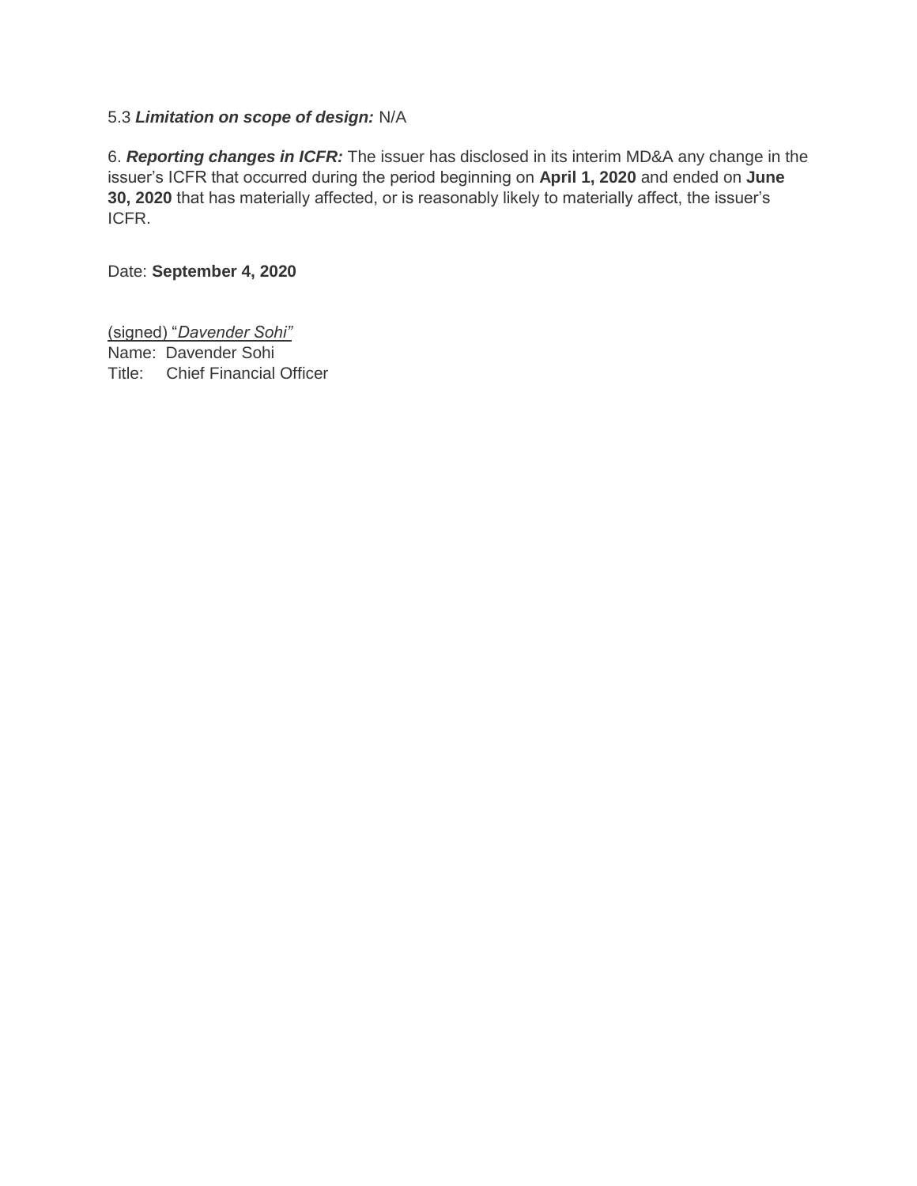5.3 ***Limitation on scope of design:*** N/A

6. ***Reporting changes in ICFR:*** The issuer has disclosed in its interim MD&A any change in the issuer's ICFR that occurred during the period beginning on **April 1, 2020** and ended on **June 30, 2020** that has materially affected, or is reasonably likely to materially affect, the issuer's ICFR.

Date: **September 4, 2020**

(signed) "*Davender Sohi"*
Name: Davender Sohi
Title: Chief Financial Officer